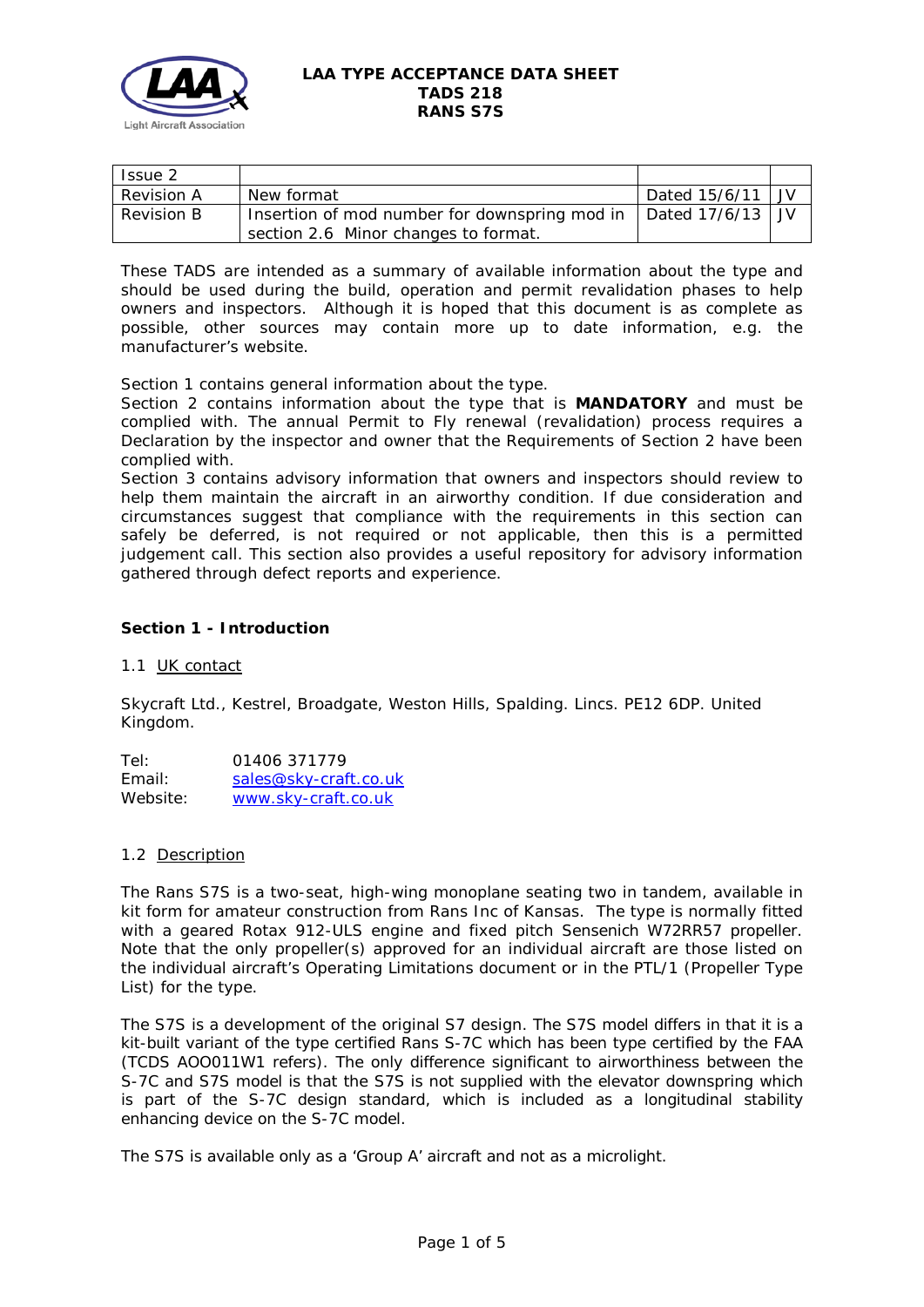# LAA TYPE ACCEPTANCE DATA SHEET
# TADS 218
# RANS S7S

| Issue 2 | | | |
|---|---|---|---|
| Revision A | New format | Dated 15/6/11 | JV |
| Revision B | Insertion of mod number for downspring mod in section 2.6 Minor changes to format. | Dated 17/6/13 | JV |

These TADS are intended as a summary of available information about the type and should be used during the build, operation and permit revalidation phases to help owners and inspectors. Although it is hoped that this document is as complete as possible, other sources may contain more up to date information, e.g. the manufacturer's website.

Section 1 contains general information about the type.
Section 2 contains information about the type that is **MANDATORY** and must be complied with. The annual Permit to Fly renewal (revalidation) process requires a Declaration by the inspector and owner that the Requirements of Section 2 have been complied with.
Section 3 contains advisory information that owners and inspectors should review to help them maintain the aircraft in an airworthy condition. If due consideration and circumstances suggest that compliance with the requirements in this section can safely be deferred, is not required or not applicable, then this is a permitted judgement call. This section also provides a useful repository for advisory information gathered through defect reports and experience.

## Section 1 - Introduction

### 1.1 UK contact

Skycraft Ltd., Kestrel, Broadgate, Weston Hills, Spalding. Lincs. PE12 6DP. United Kingdom.

Tel: 01406 371779
Email: sales@sky-craft.co.uk
Website: www.sky-craft.co.uk

### 1.2 Description

The Rans S7S is a two-seat, high-wing monoplane seating two in tandem, available in kit form for amateur construction from Rans Inc of Kansas. The type is normally fitted with a geared Rotax 912-ULS engine and fixed pitch Sensenich W72RR57 propeller. Note that the only propeller(s) approved for an individual aircraft are those listed on the individual aircraft's Operating Limitations document or in the PTL/1 (Propeller Type List) for the type.

The S7S is a development of the original S7 design. The S7S model differs in that it is a kit-built variant of the type certified Rans S-7C which has been type certified by the FAA (TCDS AOO011W1 refers). The only difference significant to airworthiness between the S-7C and S7S model is that the S7S is not supplied with the elevator downspring which is part of the S-7C design standard, which is included as a longitudinal stability enhancing device on the S-7C model.

The S7S is available only as a 'Group A' aircraft and not as a microlight.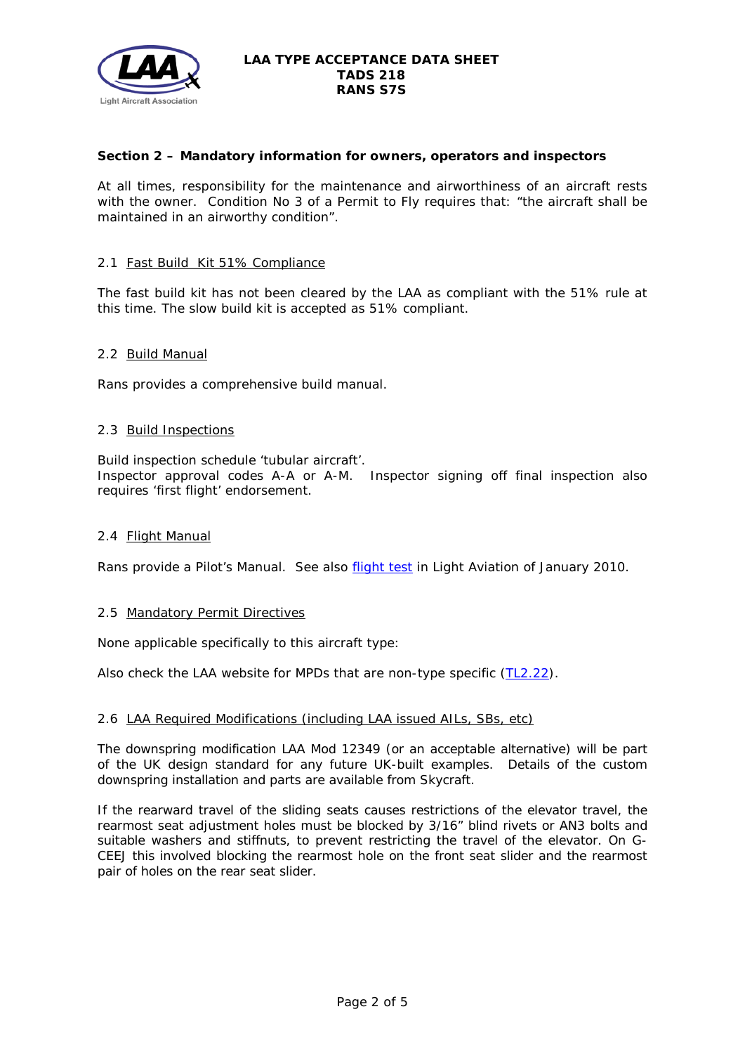## Section 2 – Mandatory information for owners, operators and inspectors

At all times, responsibility for the maintenance and airworthiness of an aircraft rests with the owner. Condition No 3 of a Permit to Fly requires that: "the aircraft shall be maintained in an airworthy condition".

### 2.1 Fast Build Kit 51% Compliance

The fast build kit has not been cleared by the LAA as compliant with the 51% rule at this time. The slow build kit is accepted as 51% compliant.

### 2.2 Build Manual

Rans provides a comprehensive build manual.

### 2.3 Build Inspections

Build inspection schedule 'tubular aircraft'.
Inspector approval codes A-A or A-M. Inspector signing off final inspection also requires 'first flight' endorsement.

### 2.4 Flight Manual

Rans provide a Pilot's Manual. See also flight test in Light Aviation of January 2010.

### 2.5 Mandatory Permit Directives

None applicable specifically to this aircraft type:

Also check the LAA website for MPDs that are non-type specific (TL2.22).

### 2.6 LAA Required Modifications (including LAA issued AILs, SBs, etc)

The downspring modification LAA Mod 12349 (or an acceptable alternative) will be part of the UK design standard for any future UK-built examples. Details of the custom downspring installation and parts are available from Skycraft.

If the rearward travel of the sliding seats causes restrictions of the elevator travel, the rearmost seat adjustment holes must be blocked by 3/16" blind rivets or AN3 bolts and suitable washers and stiffnuts, to prevent restricting the travel of the elevator. On G-CEEJ this involved blocking the rearmost hole on the front seat slider and the rearmost pair of holes on the rear seat slider.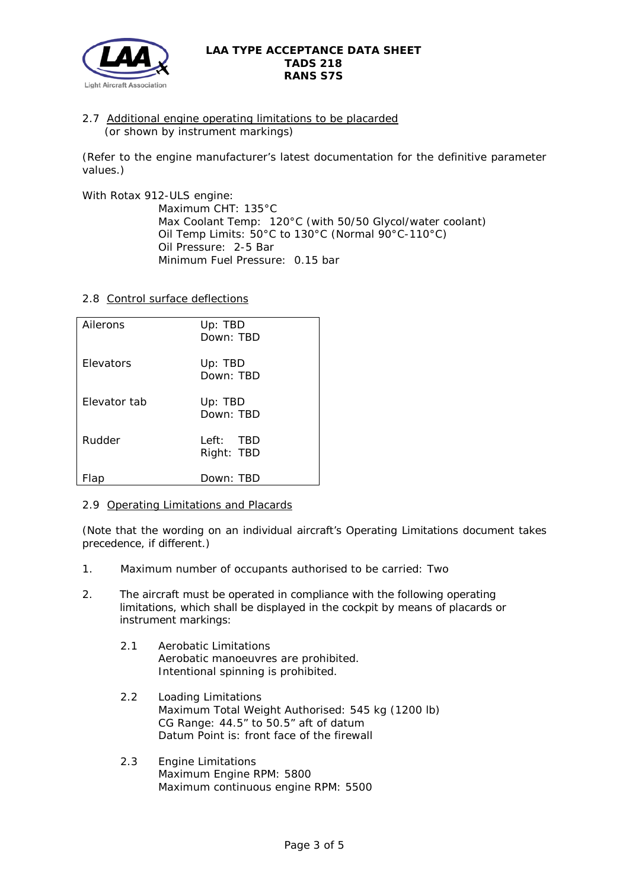### 2.7 Additional engine operating limitations to be placarded
(or shown by instrument markings)

(Refer to the engine manufacturer's latest documentation for the definitive parameter values.)

With Rotax 912-ULS engine:

Maximum CHT: 135°C
Max Coolant Temp: 120°C (with 50/50 Glycol/water coolant)
Oil Temp Limits: 50°C to 130°C (Normal 90°C-110°C)
Oil Pressure: 2-5 Bar
Minimum Fuel Pressure: 0.15 bar

### 2.8 Control surface deflections

| | |
|---|---|
| Ailerons | Up: TBD<br>Down: TBD |
| Elevators | Up: TBD<br>Down: TBD |
| Elevator tab | Up: TBD<br>Down: TBD |
| Rudder | Left: TBD<br>Right: TBD |
| Flap | Down: TBD |

### 2.9 Operating Limitations and Placards

(Note that the wording on an individual aircraft's Operating Limitations document takes precedence, if different.)

1. Maximum number of occupants authorised to be carried: Two

2. The aircraft must be operated in compliance with the following operating limitations, which shall be displayed in the cockpit by means of placards or instrument markings:

   2.1 Aerobatic Limitations
   Aerobatic manoeuvres are prohibited.
   Intentional spinning is prohibited.

   2.2 Loading Limitations
   Maximum Total Weight Authorised: 545 kg (1200 lb)
   CG Range: 44.5" to 50.5" aft of datum
   Datum Point is: front face of the firewall

   2.3 Engine Limitations
   Maximum Engine RPM: 5800
   Maximum continuous engine RPM: 5500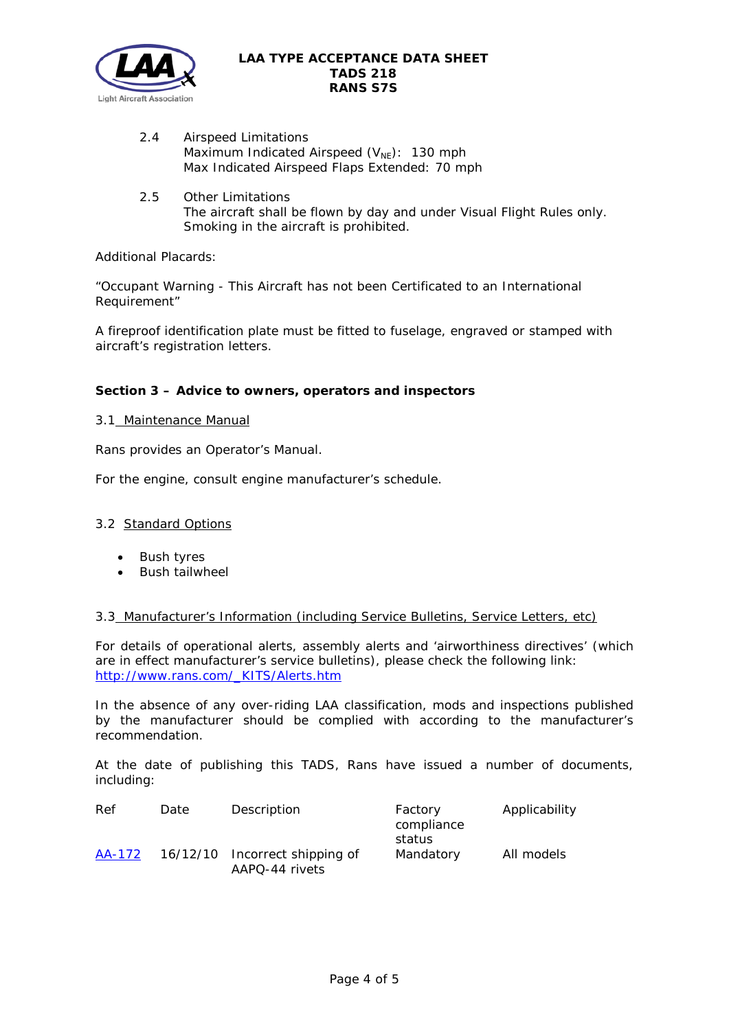2.4 Airspeed Limitations
Maximum Indicated Airspeed ($V_{NE}$): 130 mph
Max Indicated Airspeed Flaps Extended: 70 mph

2.5 Other Limitations
The aircraft shall be flown by day and under Visual Flight Rules only.
Smoking in the aircraft is prohibited.

Additional Placards:

"Occupant Warning - This Aircraft has not been Certificated to an International Requirement"

A fireproof identification plate must be fitted to fuselage, engraved or stamped with aircraft's registration letters.

## Section 3 – Advice to owners, operators and inspectors

### 3.1 Maintenance Manual

Rans provides an Operator's Manual.

For the engine, consult engine manufacturer's schedule.

### 3.2 Standard Options

- Bush tyres
- Bush tailwheel

### 3.3 Manufacturer's Information (including Service Bulletins, Service Letters, etc)

For details of operational alerts, assembly alerts and 'airworthiness directives' (which are in effect manufacturer's service bulletins), please check the following link: http://www.rans.com/_KITS/Alerts.htm

In the absence of any over-riding LAA classification, mods and inspections published by the manufacturer should be complied with according to the manufacturer's recommendation.

At the date of publishing this TADS, Rans have issued a number of documents, including:

| Ref | Date | Description | Factory compliance status | Applicability |
|---|---|---|---|---|
| AA-172 | 16/12/10 | Incorrect shipping of AAPQ-44 rivets | Mandatory | All models |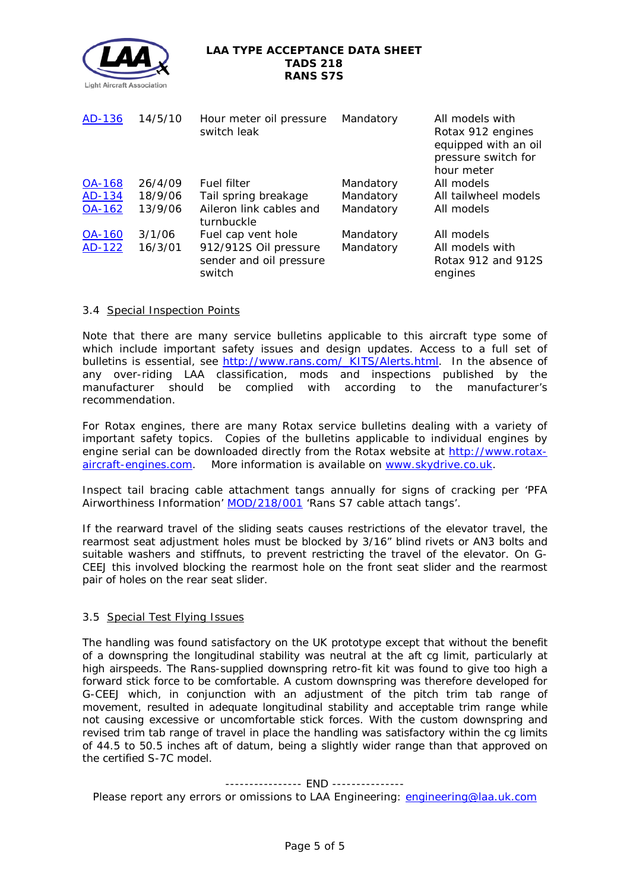| | | | | |
|---|---|---|---|---|
| AD-136 | 14/5/10 | Hour meter oil pressure switch leak | Mandatory | All models with Rotax 912 engines equipped with an oil pressure switch for hour meter |
| OA-168 | 26/4/09 | Fuel filter | Mandatory | All models |
| AD-134 | 18/9/06 | Tail spring breakage | Mandatory | All tailwheel models |
| OA-162 | 13/9/06 | Aileron link cables and turnbuckle | Mandatory | All models |
| OA-160 | 3/1/06 | Fuel cap vent hole | Mandatory | All models |
| AD-122 | 16/3/01 | 912/912S Oil pressure sender and oil pressure switch | Mandatory | All models with Rotax 912 and 912S engines |

### 3.4 Special Inspection Points

Note that there are many service bulletins applicable to this aircraft type some of which include important safety issues and design updates. Access to a full set of bulletins is essential, see http://www.rans.com/_KITS/Alerts.html. In the absence of any over-riding LAA classification, mods and inspections published by the manufacturer should be complied with according to the manufacturer's recommendation.

For Rotax engines, there are many Rotax service bulletins dealing with a variety of important safety topics. Copies of the bulletins applicable to individual engines by engine serial can be downloaded directly from the Rotax website at http://www.rotax-aircraft-engines.com. More information is available on www.skydrive.co.uk.

Inspect tail bracing cable attachment tangs annually for signs of cracking per 'PFA Airworthiness Information' MOD/218/001 'Rans S7 cable attach tangs'.

If the rearward travel of the sliding seats causes restrictions of the elevator travel, the rearmost seat adjustment holes must be blocked by 3/16" blind rivets or AN3 bolts and suitable washers and stiffnuts, to prevent restricting the travel of the elevator. On G-CEEJ this involved blocking the rearmost hole on the front seat slider and the rearmost pair of holes on the rear seat slider.

### 3.5 Special Test Flying Issues

The handling was found satisfactory on the UK prototype except that without the benefit of a downspring the longitudinal stability was neutral at the aft cg limit, particularly at high airspeeds. The Rans-supplied downspring retro-fit kit was found to give too high a forward stick force to be comfortable. A custom downspring was therefore developed for G-CEEJ which, in conjunction with an adjustment of the pitch trim tab range of movement, resulted in adequate longitudinal stability and acceptable trim range while not causing excessive or uncomfortable stick forces. With the custom downspring and revised trim tab range of travel in place the handling was satisfactory within the cg limits of 44.5 to 50.5 inches aft of datum, being a slightly wider range than that approved on the certified S-7C model.

---------------- END ---------------

Please report any errors or omissions to LAA Engineering: engineering@laa.uk.com